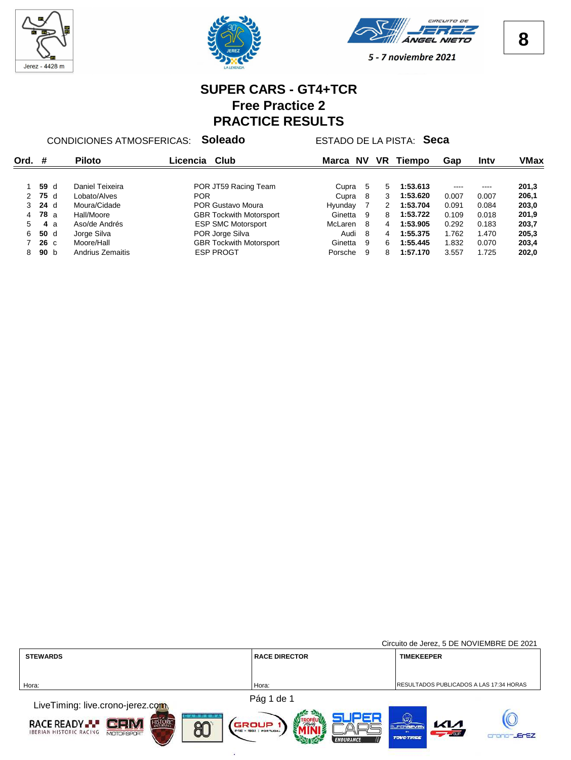Jerez - 4428 m

CIRCUITO DE JEREZ ÁNGEL NIETO

5 - 7 noviembre 2021

# SUPER CARS - GT4+TCR
## Free Practice 2
## PRACTICE RESULTS

CONDICIONES ATMOSFERICAS: **Soleado** ESTADO DE LA PISTA: **Seca**

| Ord. | # | | Piloto | Licencia | Club | Marca | NV | VR | Tiempo | Gap | Intv | VMax |
|---|---|---|---|---|---|---|---|---|---|---|---|---|
| 1 | **59** | d | Daniel Teixeira | POR | JT59 Racing Team | Cupra | 5 | 5 | **1:53.613** | ---- | ---- | **201,3** |
| 2 | **75** | d | Lobato/Alves | POR | | Cupra | 8 | 3 | **1:53.620** | 0.007 | 0.007 | **206,1** |
| 3 | **24** | d | Moura/Cidade | POR | Gustavo Moura | Hyunday | 7 | 2 | **1:53.704** | 0.091 | 0.084 | **203,0** |
| 4 | **78** | a | Hall/Moore | GBR | Tockwith Motorsport | Ginetta | 9 | 8 | **1:53.722** | 0.109 | 0.018 | **201,9** |
| 5 | **4** | a | Aso/de Andrés | ESP | SMC Motorsport | McLaren | 8 | 4 | **1:53.905** | 0.292 | 0.183 | **203,7** |
| 6 | **50** | d | Jorge Silva | POR | Jorge Silva | Audi | 8 | 4 | **1:55.375** | 1.762 | 1.470 | **205,3** |
| 7 | **26** | c | Moore/Hall | GBR | Tockwith Motorsport | Ginetta | 9 | 6 | **1:55.445** | 1.832 | 0.070 | **203,4** |
| 8 | **90** | b | Andrius Zemaitis | ESP | PROGT | Porsche | 9 | 8 | **1:57.170** | 3.557 | 1.725 | **202,0** |

Circuito de Jerez, 5 DE NOVIEMBRE DE 2021

| STEWARDS | RACE DIRECTOR | TIMEKEEPER |
|---|---|---|
| Hora: | Hora: | RESULTADOS PUBLICADOS A LAS 17:34 HORAS |

LiveTiming: live.crono-jerez.com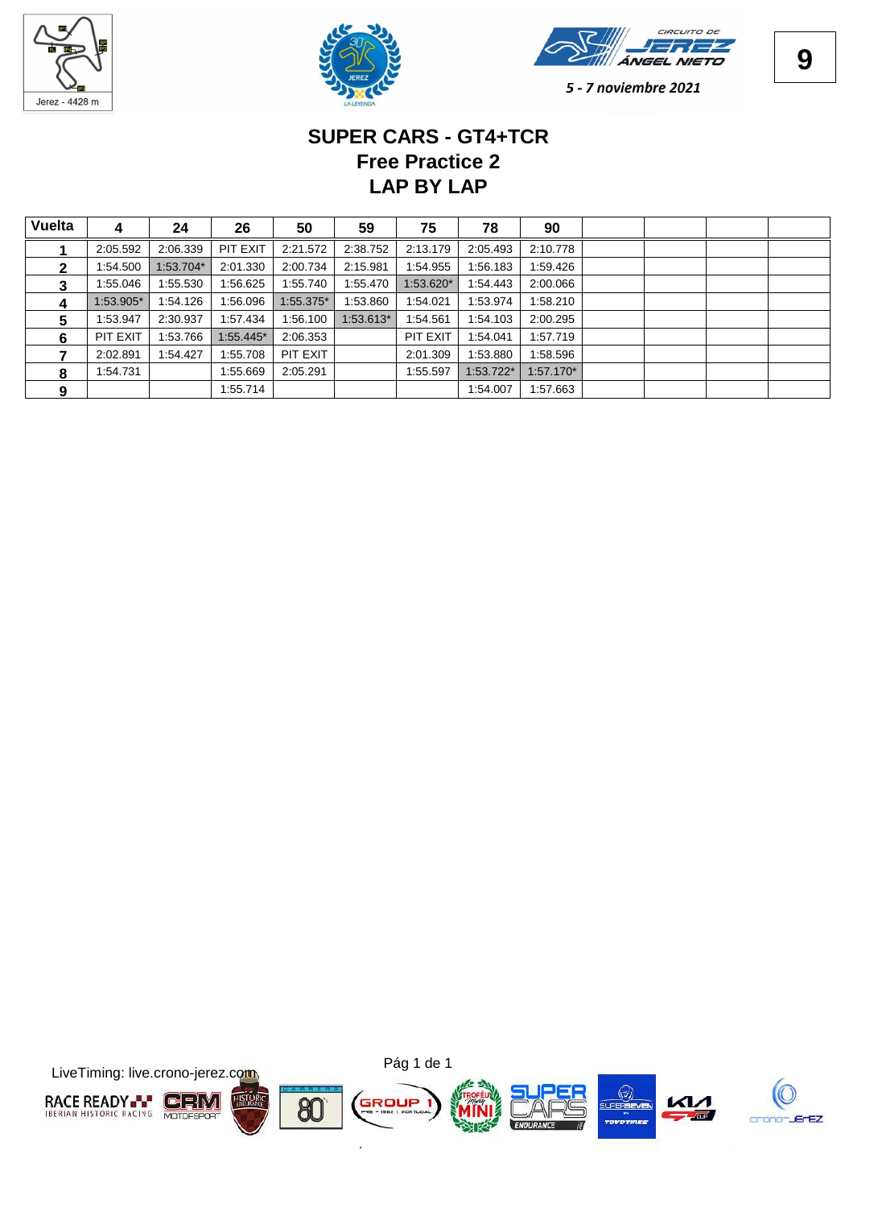5 - 7 noviembre 2021

# SUPER CARS - GT4+TCR
## Free Practice 2
## LAP BY LAP

| Vuelta | 4 | 24 | 26 | 50 | 59 | 75 | 78 | 90 | | | | |
|---|---|---|---|---|---|---|---|---|---|---|---|---|
| 1 | 2:05.592 | 2:06.339 | PIT EXIT | 2:21.572 | 2:38.752 | 2:13.179 | 2:05.493 | 2:10.778 | | | | |
| 2 | 1:54.500 | 1:53.704* | 2:01.330 | 2:00.734 | 2:15.981 | 1:54.955 | 1:56.183 | 1:59.426 | | | | |
| 3 | 1:55.046 | 1:55.530 | 1:56.625 | 1:55.740 | 1:55.470 | 1:53.620* | 1:54.443 | 2:00.066 | | | | |
| 4 | 1:53.905* | 1:54.126 | 1:56.096 | 1:55.375* | 1:53.860 | 1:54.021 | 1:53.974 | 1:58.210 | | | | |
| 5 | 1:53.947 | 2:30.937 | 1:57.434 | 1:56.100 | 1:53.613* | 1:54.561 | 1:54.103 | 2:00.295 | | | | |
| 6 | PIT EXIT | 1:53.766 | 1:55.445* | 2:06.353 | | PIT EXIT | 1:54.041 | 1:57.719 | | | | |
| 7 | 2:02.891 | 1:54.427 | 1:55.708 | PIT EXIT | | 2:01.309 | 1:53.880 | 1:58.596 | | | | |
| 8 | 1:54.731 | | 1:55.669 | 2:05.291 | | 1:55.597 | 1:53.722* | 1:57.170* | | | | |
| 9 | | | 1:55.714 | | | | 1:54.007 | 1:57.663 | | | | |

LiveTiming: live.crono-jerez.com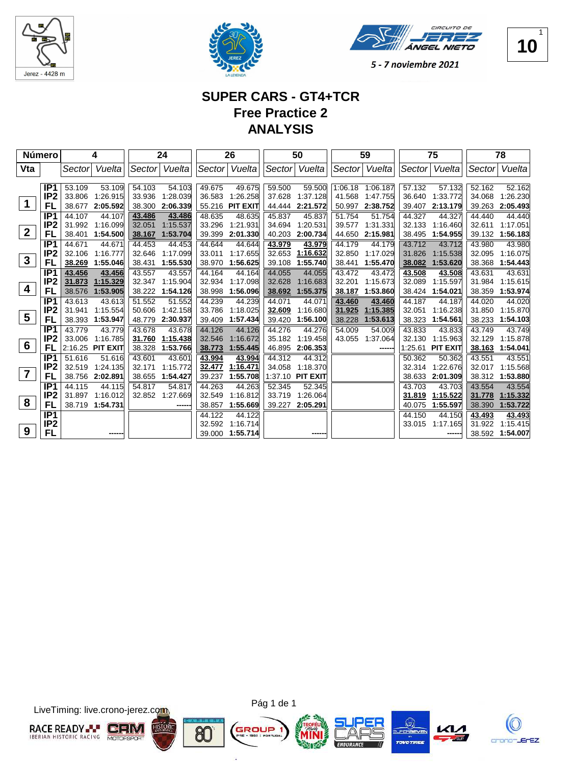# SUPER CARS - GT4+TCR
## Free Practice 2
## ANALYSIS

5 - 7 noviembre 2021

| Número | | 4 | | 24 | | 26 | | 50 | | 59 | | 75 | | 78 | |
|---|---|---|---|---|---|---|---|---|---|---|---|---|---|---|---|
| Vta | | Sector | Vuelta | Sector | Vuelta | Sector | Vuelta | Sector | Vuelta | Sector | Vuelta | Sector | Vuelta | Sector | Vuelta |
| 1 | IP1 | 53.109 | 53.109 | 54.103 | 54.103 | 49.675 | 49.675 | 59.500 | 59.500 | 1:06.18 | 1:06.187 | 57.132 | 57.132 | 52.162 | 52.162 |
| | IP2 | 33.806 | 1:26.915 | 33.936 | 1:28.039 | 36.583 | 1:26.258 | 37.628 | 1:37.128 | 41.568 | 1:47.755 | 36.640 | 1:33.772 | 34.068 | 1:26.230 |
| | FL | 38.677 | 2:05.592 | 38.300 | 2:06.339 | 55.216 | PIT EXIT | 44.444 | 2:21.572 | 50.997 | 2:38.752 | 39.407 | 2:13.179 | 39.263 | 2:05.493 |
| 2 | IP1 | 44.107 | 44.107 | 43.486 | 43.486 | 48.635 | 48.635 | 45.837 | 45.837 | 51.754 | 51.754 | 44.327 | 44.327 | 44.440 | 44.440 |
| | IP2 | 31.992 | 1:16.099 | 32.051 | 1:15.537 | 33.296 | 1:21.931 | 34.694 | 1:20.531 | 39.577 | 1:31.331 | 32.133 | 1:16.460 | 32.611 | 1:17.051 |
| | FL | 38.401 | 1:54.500 | 38.167 | 1:53.704 | 39.399 | 2:01.330 | 40.203 | 2:00.734 | 44.650 | 2:15.981 | 38.495 | 1:54.955 | 39.132 | 1:56.183 |
| 3 | IP1 | 44.671 | 44.671 | 44.453 | 44.453 | 44.644 | 44.644 | 43.979 | 43.979 | 44.179 | 44.179 | 43.712 | 43.712 | 43.980 | 43.980 |
| | IP2 | 32.106 | 1:16.777 | 32.646 | 1:17.099 | 33.011 | 1:17.655 | 32.653 | 1:16.632 | 32.850 | 1:17.029 | 31.826 | 1:15.538 | 32.095 | 1:16.075 |
| | FL | 38.269 | 1:55.046 | 38.431 | 1:55.530 | 38.970 | 1:56.625 | 39.108 | 1:55.740 | 38.441 | 1:55.470 | 38.082 | 1:53.620 | 38.368 | 1:54.443 |
| 4 | IP1 | 43.456 | 43.456 | 43.557 | 43.557 | 44.164 | 44.164 | 44.055 | 44.055 | 43.472 | 43.472 | 43.508 | 43.508 | 43.631 | 43.631 |
| | IP2 | 31.873 | 1:15.329 | 32.347 | 1:15.904 | 32.934 | 1:17.098 | 32.628 | 1:16.683 | 32.201 | 1:15.673 | 32.089 | 1:15.597 | 31.984 | 1:15.615 |
| | FL | 38.576 | 1:53.905 | 38.222 | 1:54.126 | 38.998 | 1:56.096 | 38.692 | 1:55.375 | 38.187 | 1:53.860 | 38.424 | 1:54.021 | 38.359 | 1:53.974 |
| 5 | IP1 | 43.613 | 43.613 | 51.552 | 51.552 | 44.239 | 44.239 | 44.071 | 44.071 | 43.460 | 43.460 | 44.187 | 44.187 | 44.020 | 44.020 |
| | IP2 | 31.941 | 1:15.554 | 50.606 | 1:42.158 | 33.786 | 1:18.025 | 32.609 | 1:16.680 | 31.925 | 1:15.385 | 32.051 | 1:16.238 | 31.850 | 1:15.870 |
| | FL | 38.393 | 1:53.947 | 48.779 | 2:30.937 | 39.409 | 1:57.434 | 39.420 | 1:56.100 | 38.228 | 1:53.613 | 38.323 | 1:54.561 | 38.233 | 1:54.103 |
| 6 | IP1 | 43.779 | 43.779 | 43.678 | 43.678 | 44.126 | 44.126 | 44.276 | 44.276 | 54.009 | 54.009 | 43.833 | 43.833 | 43.749 | 43.749 |
| | IP2 | 33.006 | 1:16.785 | 31.760 | 1:15.438 | 32.546 | 1:16.672 | 35.182 | 1:19.458 | 43.055 | 1:37.064 | 32.130 | 1:15.963 | 32.129 | 1:15.878 |
| | FL | 2:16.25 | PIT EXIT | 38.328 | 1:53.766 | 38.773 | 1:55.445 | 46.895 | 2:06.353 | | ------ | 1:25.61 | PIT EXIT | 38.163 | 1:54.041 |
| 7 | IP1 | 51.616 | 51.616 | 43.601 | 43.601 | 43.994 | 43.994 | 44.312 | 44.312 | | | 50.362 | 50.362 | 43.551 | 43.551 |
| | IP2 | 32.519 | 1:24.135 | 32.171 | 1:15.772 | 32.477 | 1:16.471 | 34.058 | 1:18.370 | | | 32.314 | 1:22.676 | 32.017 | 1:15.568 |
| | FL | 38.756 | 2:02.891 | 38.655 | 1:54.427 | 39.237 | 1:55.708 | 1:37.10 | PIT EXIT | | | 38.633 | 2:01.309 | 38.312 | 1:53.880 |
| 8 | IP1 | 44.115 | 44.115 | 54.817 | 54.817 | 44.263 | 44.263 | 52.345 | 52.345 | | | 43.703 | 43.703 | 43.554 | 43.554 |
| | IP2 | 31.897 | 1:16.012 | 32.852 | 1:27.669 | 32.549 | 1:16.812 | 33.719 | 1:26.064 | | | 31.819 | 1:15.522 | 31.778 | 1:15.332 |
| | FL | 38.719 | 1:54.731 | | ------ | 38.857 | 1:55.669 | 39.227 | 2:05.291 | | | 40.075 | 1:55.597 | 38.390 | 1:53.722 |
| 9 | IP1 | | | | | 44.122 | 44.122 | | | | | 44.150 | 44.150 | 43.493 | 43.493 |
| | IP2 | | | | | 32.592 | 1:16.714 | | | | | 33.015 | 1:17.165 | 31.922 | 1:15.415 |
| | FL | | ------ | | | 39.000 | 1:55.714 | | ------ | | | | ------ | 38.592 | 1:54.007 |

LiveTiming: live.crono-jerez.com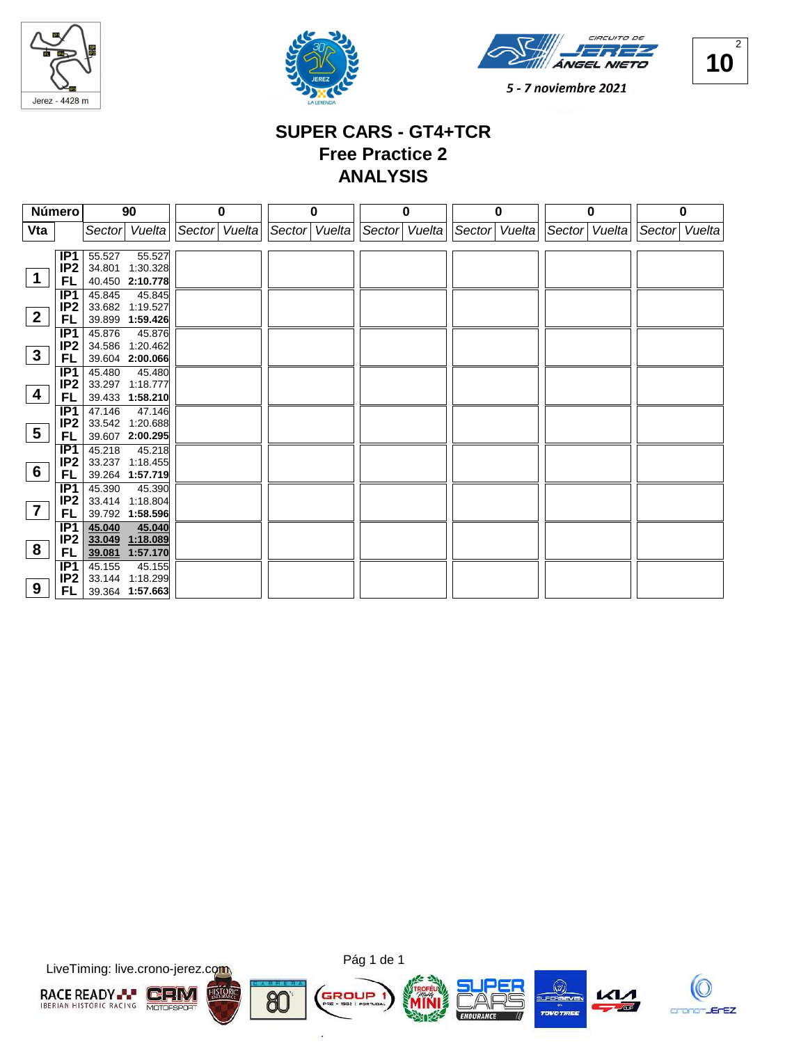# SUPER CARS - GT4+TCR

## Free Practice 2

## ANALYSIS

Circuito de Jerez Ángel Nieto — 5 - 7 noviembre 2021

Jerez - 4428 m

| Número | | 90 | | 0 | | 0 | | 0 | | 0 | | 0 | | 0 | |
|---|---|---|---|---|---|---|---|---|---|---|---|---|---|---|---|
| Vta | | Sector | Vuelta | Sector | Vuelta | Sector | Vuelta | Sector | Vuelta | Sector | Vuelta | Sector | Vuelta | Sector | Vuelta |
| 1 | IP1 | 55.527 | 55.527 | | | | | | | | | | | | |
| | IP2 | 34.801 | 1:30.328 | | | | | | | | | | | | |
| | FL | 40.450 | **2:10.778** | | | | | | | | | | | | |
| 2 | IP1 | 45.845 | 45.845 | | | | | | | | | | | | |
| | IP2 | 33.682 | 1:19.527 | | | | | | | | | | | | |
| | FL | 39.899 | **1:59.426** | | | | | | | | | | | | |
| 3 | IP1 | 45.876 | 45.876 | | | | | | | | | | | | |
| | IP2 | 34.586 | 1:20.462 | | | | | | | | | | | | |
| | FL | 39.604 | **2:00.066** | | | | | | | | | | | | |
| 4 | IP1 | 45.480 | 45.480 | | | | | | | | | | | | |
| | IP2 | 33.297 | 1:18.777 | | | | | | | | | | | | |
| | FL | 39.433 | **1:58.210** | | | | | | | | | | | | |
| 5 | IP1 | 47.146 | 47.146 | | | | | | | | | | | | |
| | IP2 | 33.542 | 1:20.688 | | | | | | | | | | | | |
| | FL | 39.607 | **2:00.295** | | | | | | | | | | | | |
| 6 | IP1 | 45.218 | 45.218 | | | | | | | | | | | | |
| | IP2 | 33.237 | 1:18.455 | | | | | | | | | | | | |
| | FL | 39.264 | **1:57.719** | | | | | | | | | | | | |
| 7 | IP1 | 45.390 | 45.390 | | | | | | | | | | | | |
| | IP2 | 33.414 | 1:18.804 | | | | | | | | | | | | |
| | FL | 39.792 | **1:58.596** | | | | | | | | | | | | |
| 8 | IP1 | **45.040** | **45.040** | | | | | | | | | | | | |
| | IP2 | **33.049** | **1:18.089** | | | | | | | | | | | | |
| | FL | **39.081** | **1:57.170** | | | | | | | | | | | | |
| 9 | IP1 | 45.155 | 45.155 | | | | | | | | | | | | |
| | IP2 | 33.144 | 1:18.299 | | | | | | | | | | | | |
| | FL | 39.364 | **1:57.663** | | | | | | | | | | | | |

LiveTiming: live.crono-jerez.com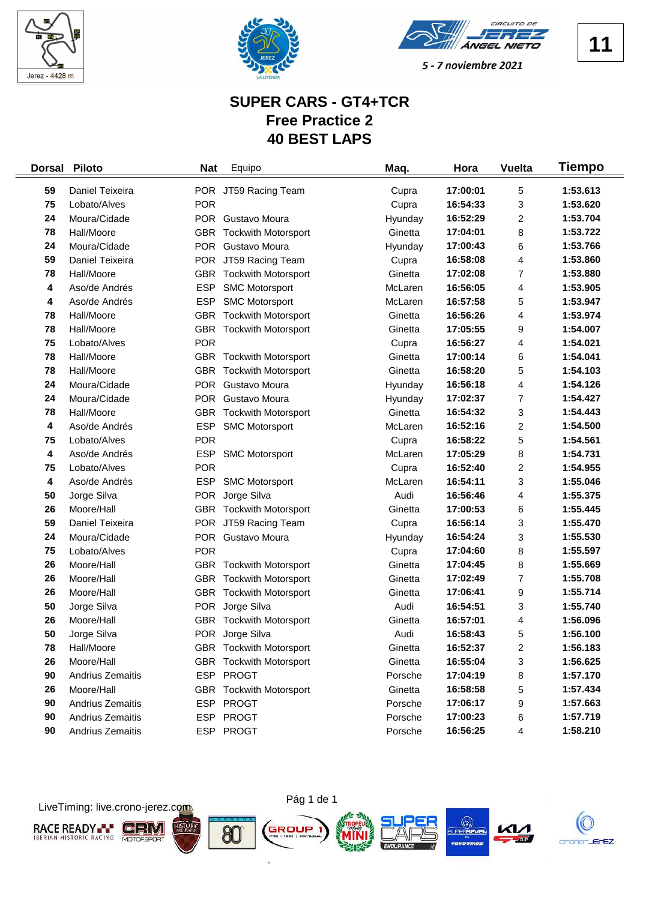Jerez - 4428 m

CIRCUITO DE JEREZ ÁNGEL NIETO

5 - 7 noviembre 2021

11

# SUPER CARS - GT4+TCR
## Free Practice 2
## 40 BEST LAPS

| Dorsal | Piloto | Nat | Equipo | Maq. | Hora | Vuelta | Tiempo |
|---|---|---|---|---|---|---|---|
| 59 | Daniel Teixeira | POR | JT59 Racing Team | Cupra | 17:00:01 | 5 | 1:53.613 |
| 75 | Lobato/Alves | POR | | Cupra | 16:54:33 | 3 | 1:53.620 |
| 24 | Moura/Cidade | POR | Gustavo Moura | Hyunday | 16:52:29 | 2 | 1:53.704 |
| 78 | Hall/Moore | GBR | Tockwith Motorsport | Ginetta | 17:04:01 | 8 | 1:53.722 |
| 24 | Moura/Cidade | POR | Gustavo Moura | Hyunday | 17:00:43 | 6 | 1:53.766 |
| 59 | Daniel Teixeira | POR | JT59 Racing Team | Cupra | 16:58:08 | 4 | 1:53.860 |
| 78 | Hall/Moore | GBR | Tockwith Motorsport | Ginetta | 17:02:08 | 7 | 1:53.880 |
| 4 | Aso/de Andrés | ESP | SMC Motorsport | McLaren | 16:56:05 | 4 | 1:53.905 |
| 4 | Aso/de Andrés | ESP | SMC Motorsport | McLaren | 16:57:58 | 5 | 1:53.947 |
| 78 | Hall/Moore | GBR | Tockwith Motorsport | Ginetta | 16:56:26 | 4 | 1:53.974 |
| 78 | Hall/Moore | GBR | Tockwith Motorsport | Ginetta | 17:05:55 | 9 | 1:54.007 |
| 75 | Lobato/Alves | POR | | Cupra | 16:56:27 | 4 | 1:54.021 |
| 78 | Hall/Moore | GBR | Tockwith Motorsport | Ginetta | 17:00:14 | 6 | 1:54.041 |
| 78 | Hall/Moore | GBR | Tockwith Motorsport | Ginetta | 16:58:20 | 5 | 1:54.103 |
| 24 | Moura/Cidade | POR | Gustavo Moura | Hyunday | 16:56:18 | 4 | 1:54.126 |
| 24 | Moura/Cidade | POR | Gustavo Moura | Hyunday | 17:02:37 | 7 | 1:54.427 |
| 78 | Hall/Moore | GBR | Tockwith Motorsport | Ginetta | 16:54:32 | 3 | 1:54.443 |
| 4 | Aso/de Andrés | ESP | SMC Motorsport | McLaren | 16:52:16 | 2 | 1:54.500 |
| 75 | Lobato/Alves | POR | | Cupra | 16:58:22 | 5 | 1:54.561 |
| 4 | Aso/de Andrés | ESP | SMC Motorsport | McLaren | 17:05:29 | 8 | 1:54.731 |
| 75 | Lobato/Alves | POR | | Cupra | 16:52:40 | 2 | 1:54.955 |
| 4 | Aso/de Andrés | ESP | SMC Motorsport | McLaren | 16:54:11 | 3 | 1:55.046 |
| 50 | Jorge Silva | POR | Jorge Silva | Audi | 16:56:46 | 4 | 1:55.375 |
| 26 | Moore/Hall | GBR | Tockwith Motorsport | Ginetta | 17:00:53 | 6 | 1:55.445 |
| 59 | Daniel Teixeira | POR | JT59 Racing Team | Cupra | 16:56:14 | 3 | 1:55.470 |
| 24 | Moura/Cidade | POR | Gustavo Moura | Hyunday | 16:54:24 | 3 | 1:55.530 |
| 75 | Lobato/Alves | POR | | Cupra | 17:04:60 | 8 | 1:55.597 |
| 26 | Moore/Hall | GBR | Tockwith Motorsport | Ginetta | 17:04:45 | 8 | 1:55.669 |
| 26 | Moore/Hall | GBR | Tockwith Motorsport | Ginetta | 17:02:49 | 7 | 1:55.708 |
| 26 | Moore/Hall | GBR | Tockwith Motorsport | Ginetta | 17:06:41 | 9 | 1:55.714 |
| 50 | Jorge Silva | POR | Jorge Silva | Audi | 16:54:51 | 3 | 1:55.740 |
| 26 | Moore/Hall | GBR | Tockwith Motorsport | Ginetta | 16:57:01 | 4 | 1:56.096 |
| 50 | Jorge Silva | POR | Jorge Silva | Audi | 16:58:43 | 5 | 1:56.100 |
| 78 | Hall/Moore | GBR | Tockwith Motorsport | Ginetta | 16:52:37 | 2 | 1:56.183 |
| 26 | Moore/Hall | GBR | Tockwith Motorsport | Ginetta | 16:55:04 | 3 | 1:56.625 |
| 90 | Andrius Zemaitis | ESP | PROGT | Porsche | 17:04:19 | 8 | 1:57.170 |
| 26 | Moore/Hall | GBR | Tockwith Motorsport | Ginetta | 16:58:58 | 5 | 1:57.434 |
| 90 | Andrius Zemaitis | ESP | PROGT | Porsche | 17:06:17 | 9 | 1:57.663 |
| 90 | Andrius Zemaitis | ESP | PROGT | Porsche | 17:00:23 | 6 | 1:57.719 |
| 90 | Andrius Zemaitis | ESP | PROGT | Porsche | 16:56:25 | 4 | 1:58.210 |

LiveTiming: live.crono-jerez.com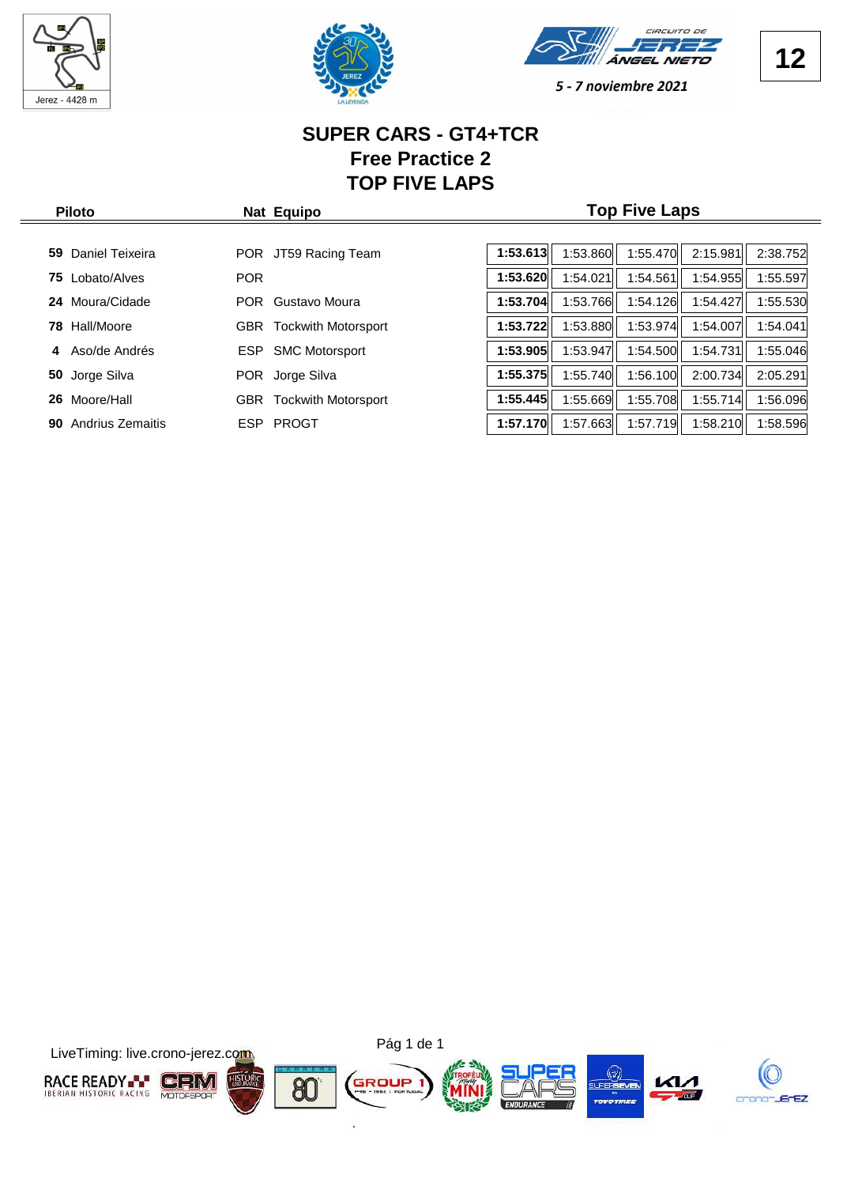5 - 7 noviembre 2021

# SUPER CARS - GT4+TCR
## Free Practice 2
## TOP FIVE LAPS

| Piloto | Nat | Equipo | Top Five Laps | | | | |
|---|---|---|---|---|---|---|---|
| **59** Daniel Teixeira | POR | JT59 Racing Team | **1:53.613** | 1:53.860 | 1:55.470 | 2:15.981 | 2:38.752 |
| **75** Lobato/Alves | POR | | **1:53.620** | 1:54.021 | 1:54.561 | 1:54.955 | 1:55.597 |
| **24** Moura/Cidade | POR | Gustavo Moura | **1:53.704** | 1:53.766 | 1:54.126 | 1:54.427 | 1:55.530 |
| **78** Hall/Moore | GBR | Tockwith Motorsport | **1:53.722** | 1:53.880 | 1:53.974 | 1:54.007 | 1:54.041 |
| **4** Aso/de Andrés | ESP | SMC Motorsport | **1:53.905** | 1:53.947 | 1:54.500 | 1:54.731 | 1:55.046 |
| **50** Jorge Silva | POR | Jorge Silva | **1:55.375** | 1:55.740 | 1:56.100 | 2:00.734 | 2:05.291 |
| **26** Moore/Hall | GBR | Tockwith Motorsport | **1:55.445** | 1:55.669 | 1:55.708 | 1:55.714 | 1:56.096 |
| **90** Andrius Zemaitis | ESP | PROGT | **1:57.170** | 1:57.663 | 1:57.719 | 1:58.210 | 1:58.596 |

LiveTiming: live.crono-jerez.com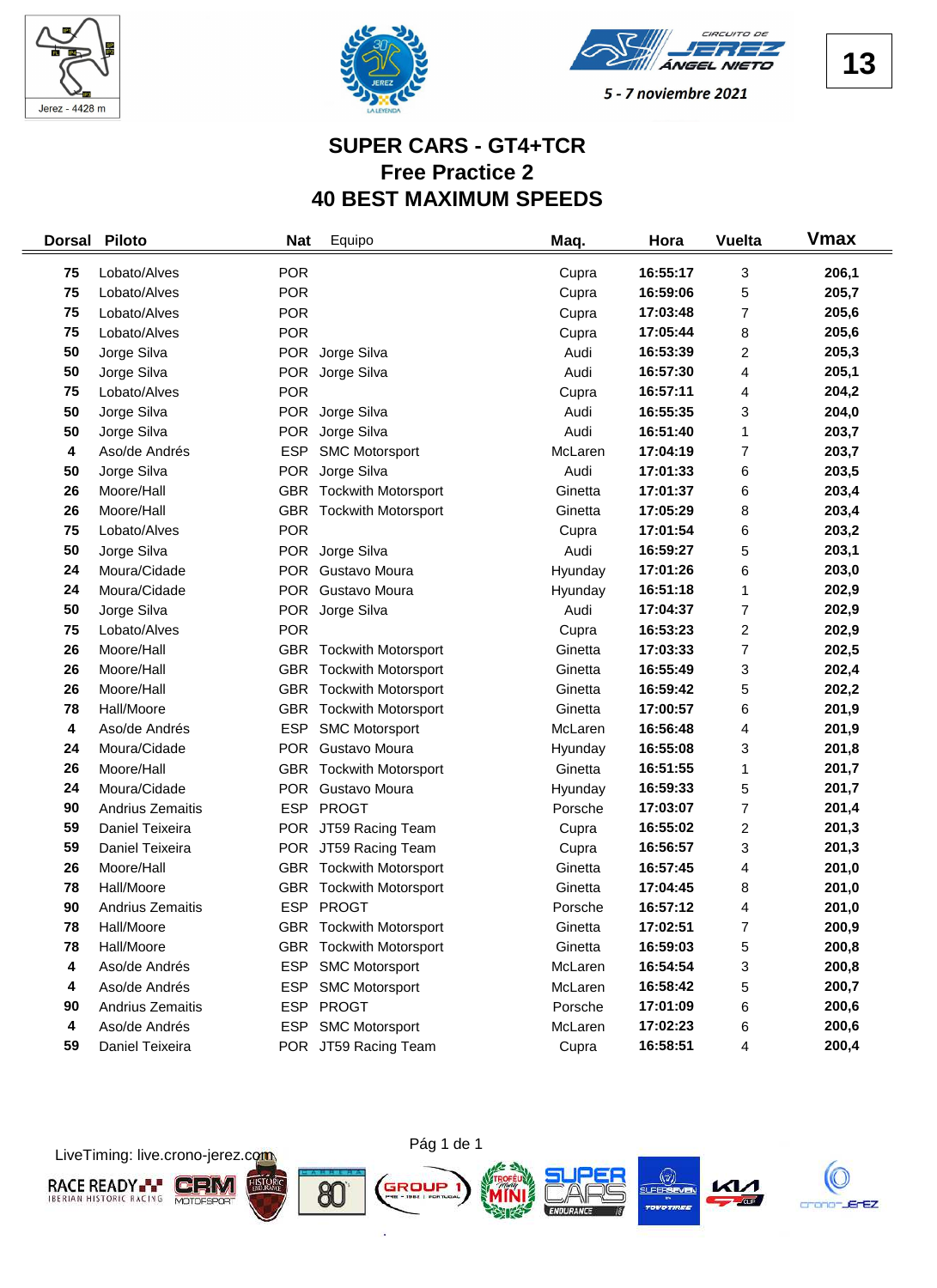# SUPER CARS - GT4+TCR
## Free Practice 2
## 40 BEST MAXIMUM SPEEDS

5 - 7 noviembre 2021

Jerez - 4428 m

| Dorsal | Piloto | Nat | Equipo | Maq. | Hora | Vuelta | Vmax |
|---|---|---|---|---|---|---|---|
| 75 | Lobato/Alves | POR | | Cupra | 16:55:17 | 3 | 206,1 |
| 75 | Lobato/Alves | POR | | Cupra | 16:59:06 | 5 | 205,7 |
| 75 | Lobato/Alves | POR | | Cupra | 17:03:48 | 7 | 205,6 |
| 75 | Lobato/Alves | POR | | Cupra | 17:05:44 | 8 | 205,6 |
| 50 | Jorge Silva | POR | Jorge Silva | Audi | 16:53:39 | 2 | 205,3 |
| 50 | Jorge Silva | POR | Jorge Silva | Audi | 16:57:30 | 4 | 205,1 |
| 75 | Lobato/Alves | POR | | Cupra | 16:57:11 | 4 | 204,2 |
| 50 | Jorge Silva | POR | Jorge Silva | Audi | 16:55:35 | 3 | 204,0 |
| 50 | Jorge Silva | POR | Jorge Silva | Audi | 16:51:40 | 1 | 203,7 |
| 4 | Aso/de Andrés | ESP | SMC Motorsport | McLaren | 17:04:19 | 7 | 203,7 |
| 50 | Jorge Silva | POR | Jorge Silva | Audi | 17:01:33 | 6 | 203,5 |
| 26 | Moore/Hall | GBR | Tockwith Motorsport | Ginetta | 17:01:37 | 6 | 203,4 |
| 26 | Moore/Hall | GBR | Tockwith Motorsport | Ginetta | 17:05:29 | 8 | 203,4 |
| 75 | Lobato/Alves | POR | | Cupra | 17:01:54 | 6 | 203,2 |
| 50 | Jorge Silva | POR | Jorge Silva | Audi | 16:59:27 | 5 | 203,1 |
| 24 | Moura/Cidade | POR | Gustavo Moura | Hyunday | 17:01:26 | 6 | 203,0 |
| 24 | Moura/Cidade | POR | Gustavo Moura | Hyunday | 16:51:18 | 1 | 202,9 |
| 50 | Jorge Silva | POR | Jorge Silva | Audi | 17:04:37 | 7 | 202,9 |
| 75 | Lobato/Alves | POR | | Cupra | 16:53:23 | 2 | 202,9 |
| 26 | Moore/Hall | GBR | Tockwith Motorsport | Ginetta | 17:03:33 | 7 | 202,5 |
| 26 | Moore/Hall | GBR | Tockwith Motorsport | Ginetta | 16:55:49 | 3 | 202,4 |
| 26 | Moore/Hall | GBR | Tockwith Motorsport | Ginetta | 16:59:42 | 5 | 202,2 |
| 78 | Hall/Moore | GBR | Tockwith Motorsport | Ginetta | 17:00:57 | 6 | 201,9 |
| 4 | Aso/de Andrés | ESP | SMC Motorsport | McLaren | 16:56:48 | 4 | 201,9 |
| 24 | Moura/Cidade | POR | Gustavo Moura | Hyunday | 16:55:08 | 3 | 201,8 |
| 26 | Moore/Hall | GBR | Tockwith Motorsport | Ginetta | 16:51:55 | 1 | 201,7 |
| 24 | Moura/Cidade | POR | Gustavo Moura | Hyunday | 16:59:33 | 5 | 201,7 |
| 90 | Andrius Zemaitis | ESP | PROGT | Porsche | 17:03:07 | 7 | 201,4 |
| 59 | Daniel Teixeira | POR | JT59 Racing Team | Cupra | 16:55:02 | 2 | 201,3 |
| 59 | Daniel Teixeira | POR | JT59 Racing Team | Cupra | 16:56:57 | 3 | 201,3 |
| 26 | Moore/Hall | GBR | Tockwith Motorsport | Ginetta | 16:57:45 | 4 | 201,0 |
| 78 | Hall/Moore | GBR | Tockwith Motorsport | Ginetta | 17:04:45 | 8 | 201,0 |
| 90 | Andrius Zemaitis | ESP | PROGT | Porsche | 16:57:12 | 4 | 201,0 |
| 78 | Hall/Moore | GBR | Tockwith Motorsport | Ginetta | 17:02:51 | 7 | 200,9 |
| 78 | Hall/Moore | GBR | Tockwith Motorsport | Ginetta | 16:59:03 | 5 | 200,8 |
| 4 | Aso/de Andrés | ESP | SMC Motorsport | McLaren | 16:54:54 | 3 | 200,8 |
| 4 | Aso/de Andrés | ESP | SMC Motorsport | McLaren | 16:58:42 | 5 | 200,7 |
| 90 | Andrius Zemaitis | ESP | PROGT | Porsche | 17:01:09 | 6 | 200,6 |
| 4 | Aso/de Andrés | ESP | SMC Motorsport | McLaren | 17:02:23 | 6 | 200,6 |
| 59 | Daniel Teixeira | POR | JT59 Racing Team | Cupra | 16:58:51 | 4 | 200,4 |

LiveTiming: live.crono-jerez.com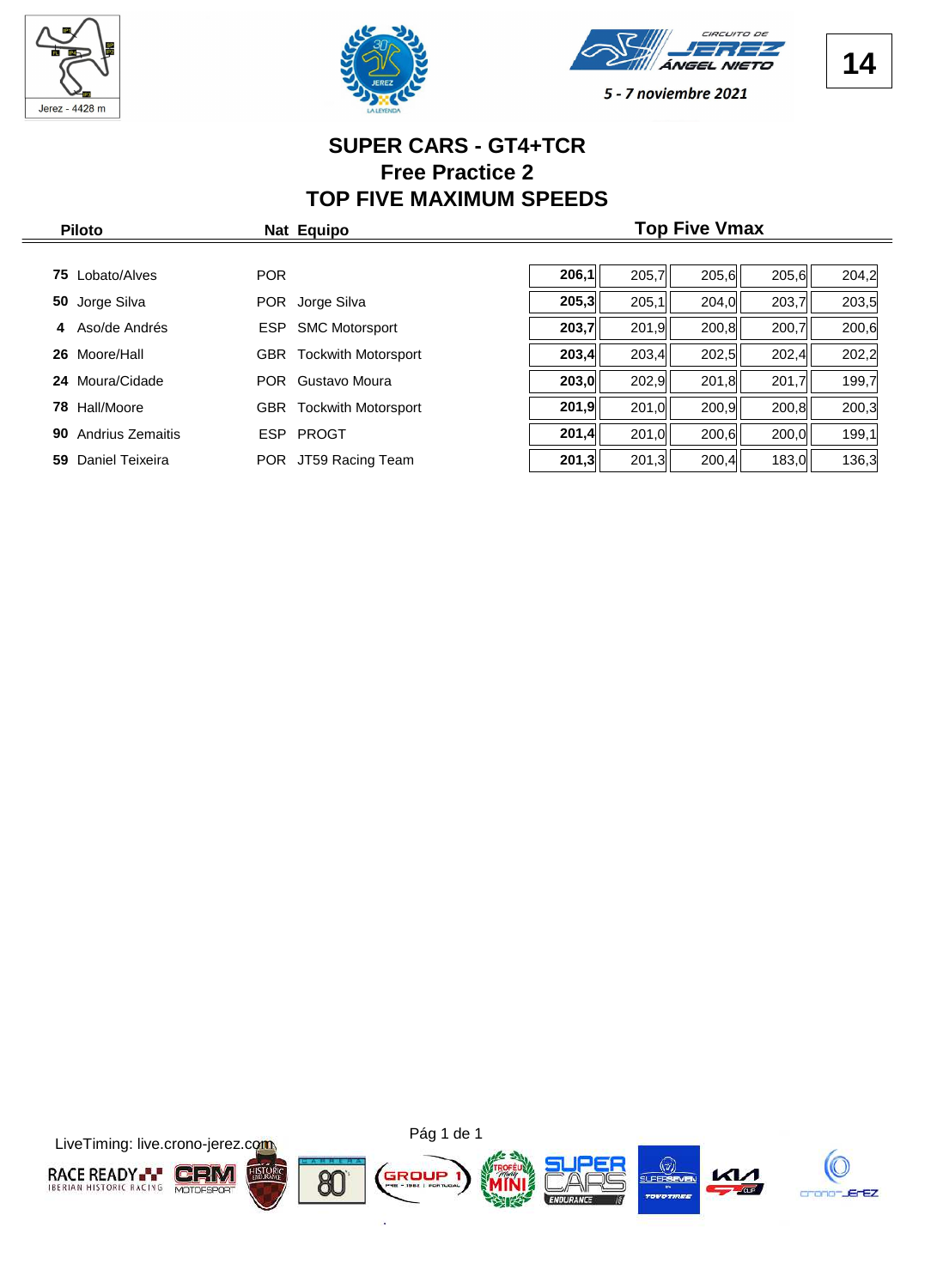5 - 7 noviembre 2021

# SUPER CARS - GT4+TCR
## Free Practice 2
## TOP FIVE MAXIMUM SPEEDS

| Piloto | Nat | Equipo | Top Five Vmax | | | | |
|---|---|---|---|---|---|---|---|
| **75** Lobato/Alves | POR | | **206,1** | 205,7 | 205,6 | 205,6 | 204,2 |
| **50** Jorge Silva | POR | Jorge Silva | **205,3** | 205,1 | 204,0 | 203,7 | 203,5 |
| **4** Aso/de Andrés | ESP | SMC Motorsport | **203,7** | 201,9 | 200,8 | 200,7 | 200,6 |
| **26** Moore/Hall | GBR | Tockwith Motorsport | **203,4** | 203,4 | 202,5 | 202,4 | 202,2 |
| **24** Moura/Cidade | POR | Gustavo Moura | **203,0** | 202,9 | 201,8 | 201,7 | 199,7 |
| **78** Hall/Moore | GBR | Tockwith Motorsport | **201,9** | 201,0 | 200,9 | 200,8 | 200,3 |
| **90** Andrius Zemaitis | ESP | PROGT | **201,4** | 201,0 | 200,6 | 200,0 | 199,1 |
| **59** Daniel Teixeira | POR | JT59 Racing Team | **201,3** | 201,3 | 200,4 | 183,0 | 136,3 |

LiveTiming: live.crono-jerez.com